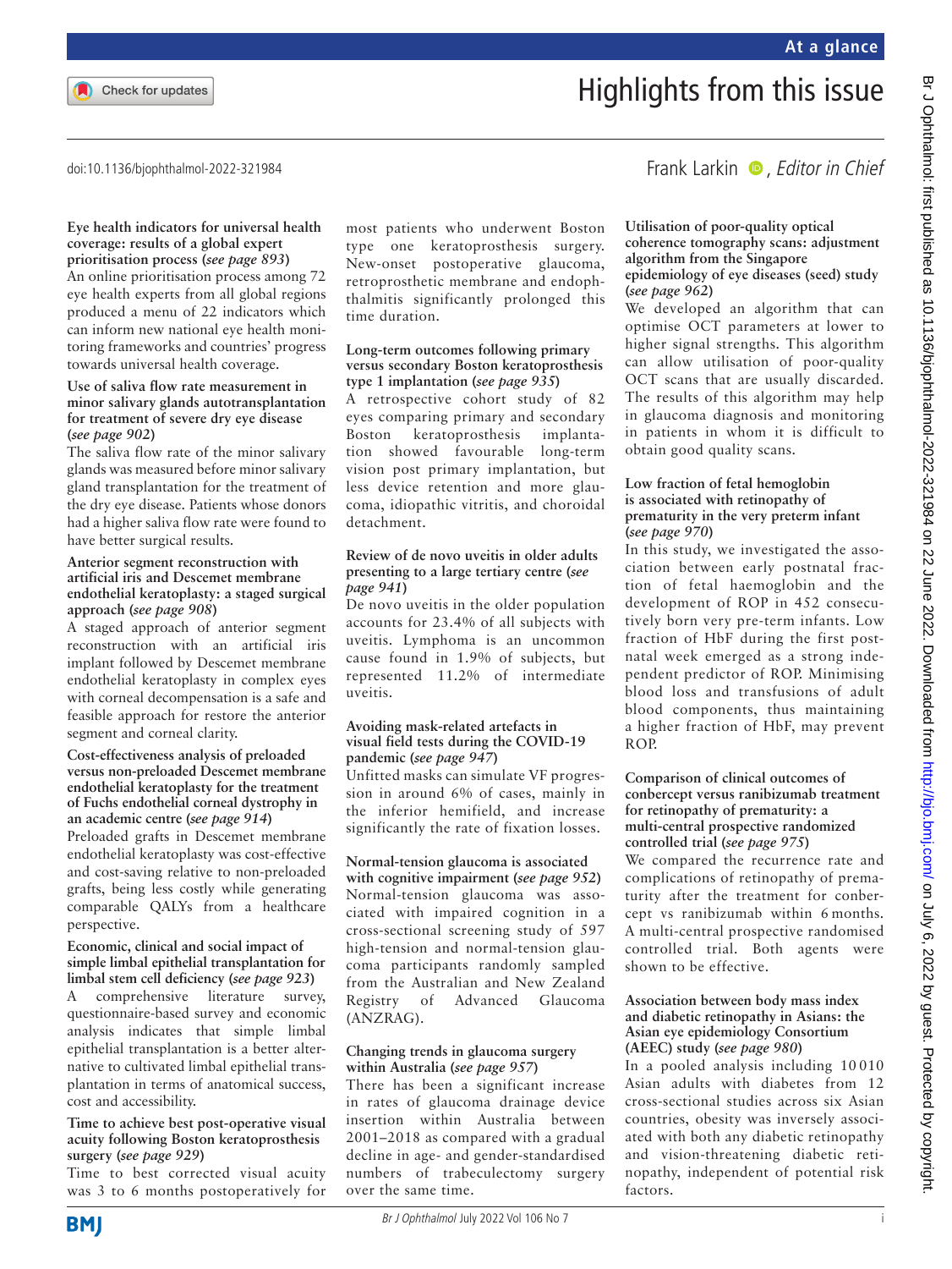# Highlights from this issue

doi:10.1136/bjophthalmol-2022-321984

Frank Larkin, *Editor in Chief*

**Eye health indicators for universal health coverage: results of a global expert prioritisation process (*see page 893*)**
An online prioritisation process among 72 eye health experts from all global regions produced a menu of 22 indicators which can inform new national eye health monitoring frameworks and countries' progress towards universal health coverage.

**Use of saliva flow rate measurement in minor salivary glands autotransplantation for treatment of severe dry eye disease (*see page 902*)**
The saliva flow rate of the minor salivary glands was measured before minor salivary gland transplantation for the treatment of the dry eye disease. Patients whose donors had a higher saliva flow rate were found to have better surgical results.

**Anterior segment reconstruction with artificial iris and Descemet membrane endothelial keratoplasty: a staged surgical approach (*see page 908*)**
A staged approach of anterior segment reconstruction with an artificial iris implant followed by Descemet membrane endothelial keratoplasty in complex eyes with corneal decompensation is a safe and feasible approach for restore the anterior segment and corneal clarity.

**Cost-effectiveness analysis of preloaded versus non-preloaded Descemet membrane endothelial keratoplasty for the treatment of Fuchs endothelial corneal dystrophy in an academic centre (*see page 914*)**
Preloaded grafts in Descemet membrane endothelial keratoplasty was cost-effective and cost-saving relative to non-preloaded grafts, being less costly while generating comparable QALYs from a healthcare perspective.

**Economic, clinical and social impact of simple limbal epithelial transplantation for limbal stem cell deficiency (*see page 923*)**
A comprehensive literature survey, questionnaire-based survey and economic analysis indicates that simple limbal epithelial transplantation is a better alternative to cultivated limbal epithelial transplantation in terms of anatomical success, cost and accessibility.

**Time to achieve best post-operative visual acuity following Boston keratoprosthesis surgery (*see page 929*)**
Time to best corrected visual acuity was 3 to 6 months postoperatively for most patients who underwent Boston type one keratoprosthesis surgery. New-onset postoperative glaucoma, retroprosthetic membrane and endophthalmitis significantly prolonged this time duration.

**Long-term outcomes following primary versus secondary Boston keratoprosthesis type 1 implantation (*see page 935*)**
A retrospective cohort study of 82 eyes comparing primary and secondary Boston keratoprosthesis implantation showed favourable long-term vision post primary implantation, but less device retention and more glaucoma, idiopathic vitritis, and choroidal detachment.

**Review of de novo uveitis in older adults presenting to a large tertiary centre (*see page 941*)**
De novo uveitis in the older population accounts for 23.4% of all subjects with uveitis. Lymphoma is an uncommon cause found in 1.9% of subjects, but represented 11.2% of intermediate uveitis.

**Avoiding mask-related artefacts in visual field tests during the COVID-19 pandemic (*see page 947*)**
Unfitted masks can simulate VF progression in around 6% of cases, mainly in the inferior hemifield, and increase significantly the rate of fixation losses.

**Normal-tension glaucoma is associated with cognitive impairment (*see page 952*)**
Normal-tension glaucoma was associated with impaired cognition in a cross-sectional screening study of 597 high-tension and normal-tension glaucoma participants randomly sampled from the Australian and New Zealand Registry of Advanced Glaucoma (ANZRAG).

**Changing trends in glaucoma surgery within Australia (*see page 957*)**
There has been a significant increase in rates of glaucoma drainage device insertion within Australia between 2001–2018 as compared with a gradual decline in age- and gender-standardised numbers of trabeculectomy surgery over the same time.

**Utilisation of poor-quality optical coherence tomography scans: adjustment algorithm from the Singapore epidemiology of eye diseases (seed) study (*see page 962*)**
We developed an algorithm that can optimise OCT parameters at lower to higher signal strengths. This algorithm can allow utilisation of poor-quality OCT scans that are usually discarded. The results of this algorithm may help in glaucoma diagnosis and monitoring in patients in whom it is difficult to obtain good quality scans.

**Low fraction of fetal hemoglobin is associated with retinopathy of prematurity in the very preterm infant (*see page 970*)**
In this study, we investigated the association between early postnatal fraction of fetal haemoglobin and the development of ROP in 452 consecutively born very pre-term infants. Low fraction of HbF during the first postnatal week emerged as a strong independent predictor of ROP. Minimising blood loss and transfusions of adult blood components, thus maintaining a higher fraction of HbF, may prevent ROP.

**Comparison of clinical outcomes of conbercept versus ranibizumab treatment for retinopathy of prematurity: a multi-central prospective randomized controlled trial (*see page 975*)**
We compared the recurrence rate and complications of retinopathy of prematurity after the treatment for conbercept vs ranibizumab within 6 months. A multi-central prospective randomised controlled trial. Both agents were shown to be effective.

**Association between body mass index and diabetic retinopathy in Asians: the Asian eye epidemiology Consortium (AEEC) study (*see page 980*)**
In a pooled analysis including 10 010 Asian adults with diabetes from 12 cross-sectional studies across six Asian countries, obesity was inversely associated with both any diabetic retinopathy and vision-threatening diabetic retinopathy, independent of potential risk factors.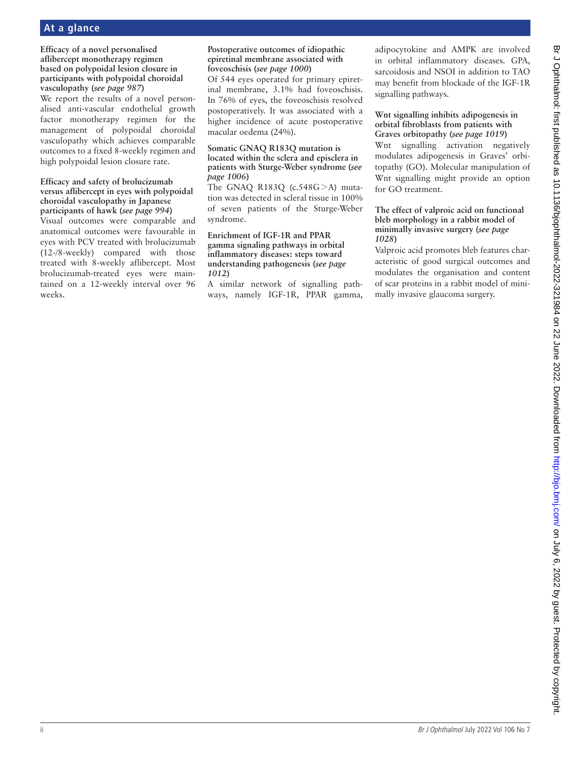## At a glance

**Efficacy of a novel personalised aflibercept monotherapy regimen based on polypoidal lesion closure in participants with polypoidal choroidal vasculopathy (*see page 987*)**

We report the results of a novel personalised anti-vascular endothelial growth factor monotherapy regimen for the management of polypoidal choroidal vasculopathy which achieves comparable outcomes to a fixed 8-weekly regimen and high polypoidal lesion closure rate.

**Efficacy and safety of brolucizumab versus aflibercept in eyes with polypoidal choroidal vasculopathy in Japanese participants of hawk (*see page 994*)**

Visual outcomes were comparable and anatomical outcomes were favourable in eyes with PCV treated with brolucizumab (12-/8-weekly) compared with those treated with 8-weekly aflibercept. Most brolucizumab-treated eyes were maintained on a 12-weekly interval over 96 weeks.

**Postoperative outcomes of idiopathic epiretinal membrane associated with foveoschisis (*see page 1000*)**

Of 544 eyes operated for primary epiretinal membrane, 3.1% had foveoschisis. In 76% of eyes, the foveoschisis resolved postoperatively. It was associated with a higher incidence of acute postoperative macular oedema (24%).

**Somatic GNAQ R183Q mutation is located within the sclera and episclera in patients with Sturge-Weber syndrome (*see page 1006*)**

The GNAQ R183Q (c.548G>A) mutation was detected in scleral tissue in 100% of seven patients of the Sturge-Weber syndrome.

**Enrichment of IGF-1R and PPAR gamma signaling pathways in orbital inflammatory diseases: steps toward understanding pathogenesis (*see page 1012*)**

A similar network of signalling pathways, namely IGF-1R, PPAR gamma, adipocytokine and AMPK are involved in orbital inflammatory diseases. GPA, sarcoidosis and NSOI in addition to TAO may benefit from blockade of the IGF-1R signalling pathways.

**Wnt signalling inhibits adipogenesis in orbital fibroblasts from patients with Graves orbitopathy (*see page 1019*)**

Wnt signalling activation negatively modulates adipogenesis in Graves' orbitopathy (GO). Molecular manipulation of Wnt signalling might provide an option for GO treatment.

**The effect of valproic acid on functional bleb morphology in a rabbit model of minimally invasive surgery (*see page 1028*)**

Valproic acid promotes bleb features characteristic of good surgical outcomes and modulates the organisation and content of scar proteins in a rabbit model of minimally invasive glaucoma surgery.